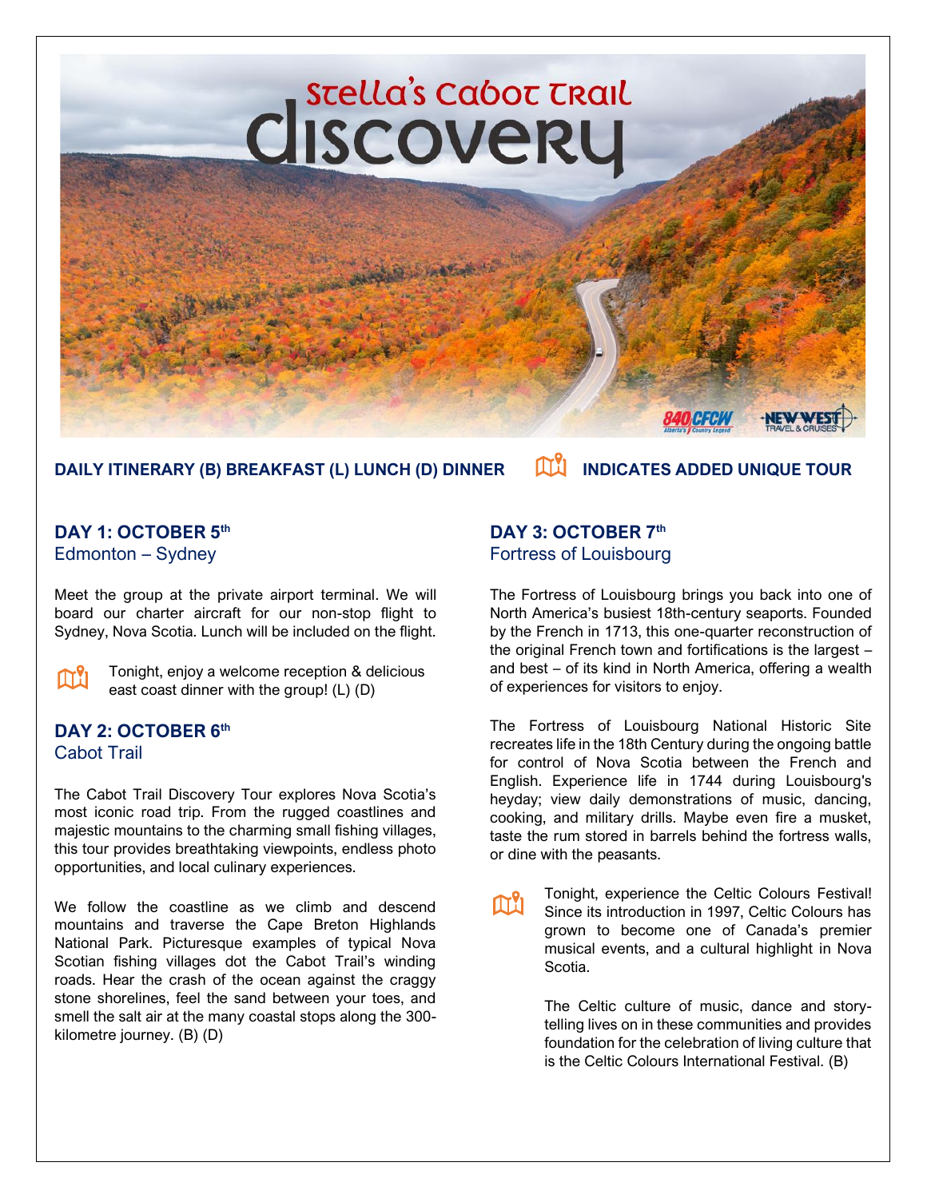# Stella's Cabot Trail Discovery

840 CFCW — Alberta's Country Legend

NEW WEST TRAVEL & CRUISES

**DAILY ITINERARY (B) BREAKFAST (L) LUNCH (D) DINNER** — **INDICATES ADDED UNIQUE TOUR**

## DAY 1: OCTOBER 5th

### Edmonton – Sydney

Meet the group at the private airport terminal. We will board our charter aircraft for our non-stop flight to Sydney, Nova Scotia. Lunch will be included on the flight.

Tonight, enjoy a welcome reception & delicious east coast dinner with the group! (L) (D)

## DAY 2: OCTOBER 6th

### Cabot Trail

The Cabot Trail Discovery Tour explores Nova Scotia's most iconic road trip. From the rugged coastlines and majestic mountains to the charming small fishing villages, this tour provides breathtaking viewpoints, endless photo opportunities, and local culinary experiences.

We follow the coastline as we climb and descend mountains and traverse the Cape Breton Highlands National Park. Picturesque examples of typical Nova Scotian fishing villages dot the Cabot Trail's winding roads. Hear the crash of the ocean against the craggy stone shorelines, feel the sand between your toes, and smell the salt air at the many coastal stops along the 300-kilometre journey. (B) (D)

## DAY 3: OCTOBER 7th

### Fortress of Louisbourg

The Fortress of Louisbourg brings you back into one of North America's busiest 18th-century seaports. Founded by the French in 1713, this one-quarter reconstruction of the original French town and fortifications is the largest – and best – of its kind in North America, offering a wealth of experiences for visitors to enjoy.

The Fortress of Louisbourg National Historic Site recreates life in the 18th Century during the ongoing battle for control of Nova Scotia between the French and English. Experience life in 1744 during Louisbourg's heyday; view daily demonstrations of music, dancing, cooking, and military drills. Maybe even fire a musket, taste the rum stored in barrels behind the fortress walls, or dine with the peasants.

Tonight, experience the Celtic Colours Festival! Since its introduction in 1997, Celtic Colours has grown to become one of Canada's premier musical events, and a cultural highlight in Nova Scotia.

The Celtic culture of music, dance and story-telling lives on in these communities and provides foundation for the celebration of living culture that is the Celtic Colours International Festival. (B)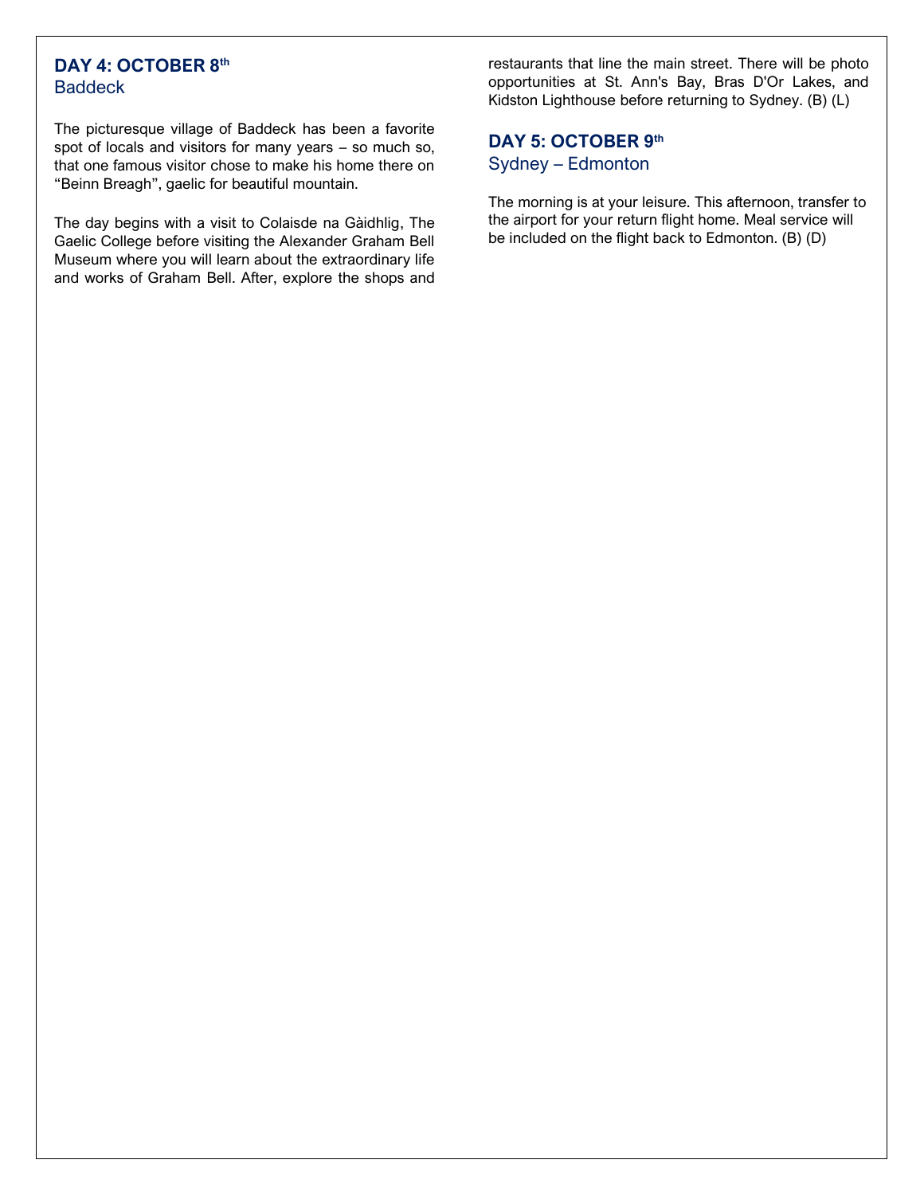## DAY 4: OCTOBER 8th

### Baddeck

The picturesque village of Baddeck has been a favorite spot of locals and visitors for many years – so much so, that one famous visitor chose to make his home there on "Beinn Breagh", gaelic for beautiful mountain.

The day begins with a visit to Colaisde na Gàidhlig, The Gaelic College before visiting the Alexander Graham Bell Museum where you will learn about the extraordinary life and works of Graham Bell. After, explore the shops and restaurants that line the main street. There will be photo opportunities at St. Ann's Bay, Bras D'Or Lakes, and Kidston Lighthouse before returning to Sydney. (B) (L)

## DAY 5: OCTOBER 9th

### Sydney – Edmonton

The morning is at your leisure. This afternoon, transfer to the airport for your return flight home. Meal service will be included on the flight back to Edmonton. (B) (D)